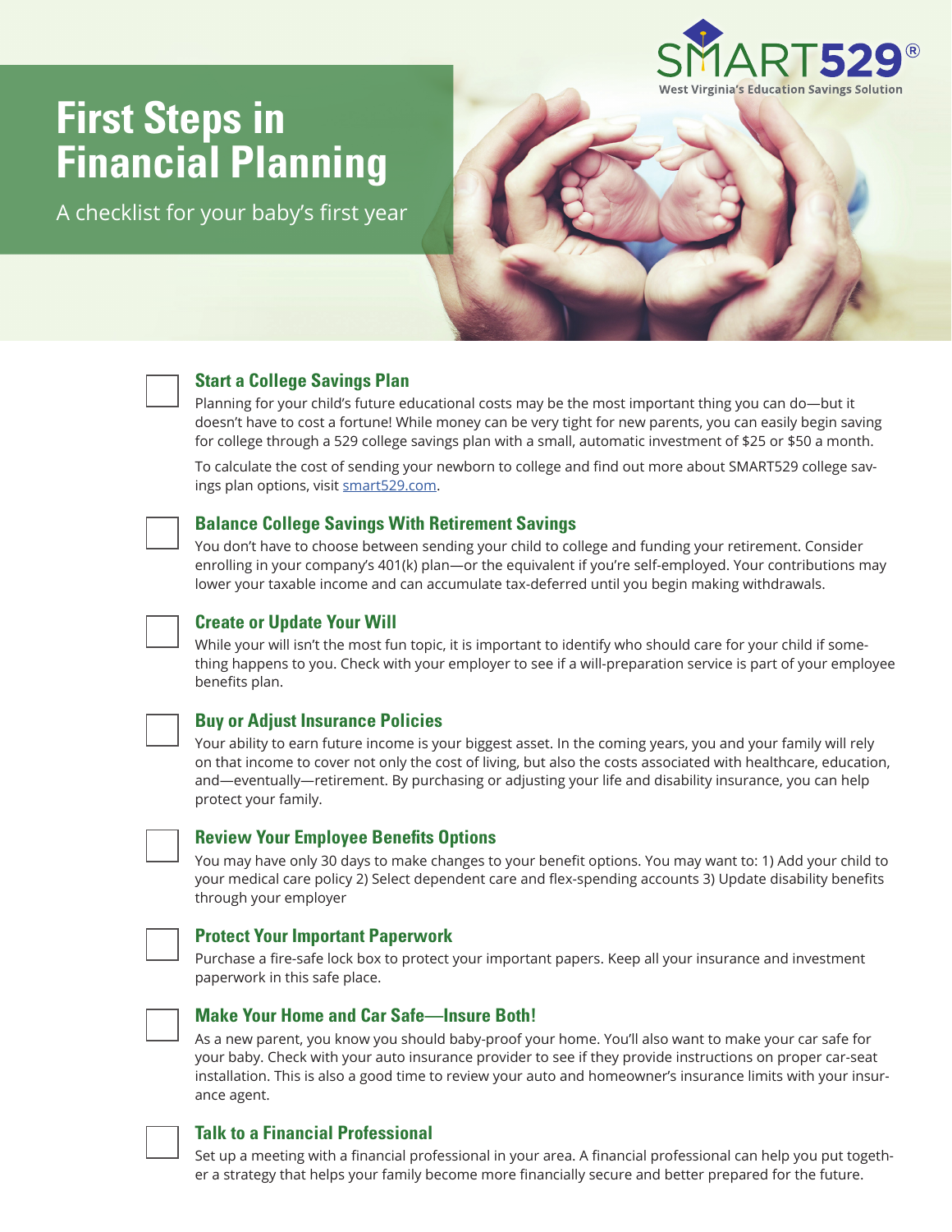SMART529®
West Virginia's Education Savings Solution

# First Steps in Financial Planning

A checklist for your baby's first year

## Start a College Savings Plan

Planning for your child's future educational costs may be the most important thing you can do—but it doesn't have to cost a fortune! While money can be very tight for new parents, you can easily begin saving for college through a 529 college savings plan with a small, automatic investment of $25 or $50 a month.

To calculate the cost of sending your newborn to college and find out more about SMART529 college savings plan options, visit smart529.com.

## Balance College Savings With Retirement Savings

You don't have to choose between sending your child to college and funding your retirement. Consider enrolling in your company's 401(k) plan—or the equivalent if you're self-employed. Your contributions may lower your taxable income and can accumulate tax-deferred until you begin making withdrawals.

## Create or Update Your Will

While your will isn't the most fun topic, it is important to identify who should care for your child if something happens to you. Check with your employer to see if a will-preparation service is part of your employee benefits plan.

## Buy or Adjust Insurance Policies

Your ability to earn future income is your biggest asset. In the coming years, you and your family will rely on that income to cover not only the cost of living, but also the costs associated with healthcare, education, and—eventually—retirement. By purchasing or adjusting your life and disability insurance, you can help protect your family.

## Review Your Employee Benefits Options

You may have only 30 days to make changes to your benefit options. You may want to: 1) Add your child to your medical care policy 2) Select dependent care and flex-spending accounts 3) Update disability benefits through your employer

## Protect Your Important Paperwork

Purchase a fire-safe lock box to protect your important papers. Keep all your insurance and investment paperwork in this safe place.

## Make Your Home and Car Safe—Insure Both!

As a new parent, you know you should baby-proof your home. You'll also want to make your car safe for your baby. Check with your auto insurance provider to see if they provide instructions on proper car-seat installation. This is also a good time to review your auto and homeowner's insurance limits with your insurance agent.

## Talk to a Financial Professional

Set up a meeting with a financial professional in your area. A financial professional can help you put together a strategy that helps your family become more financially secure and better prepared for the future.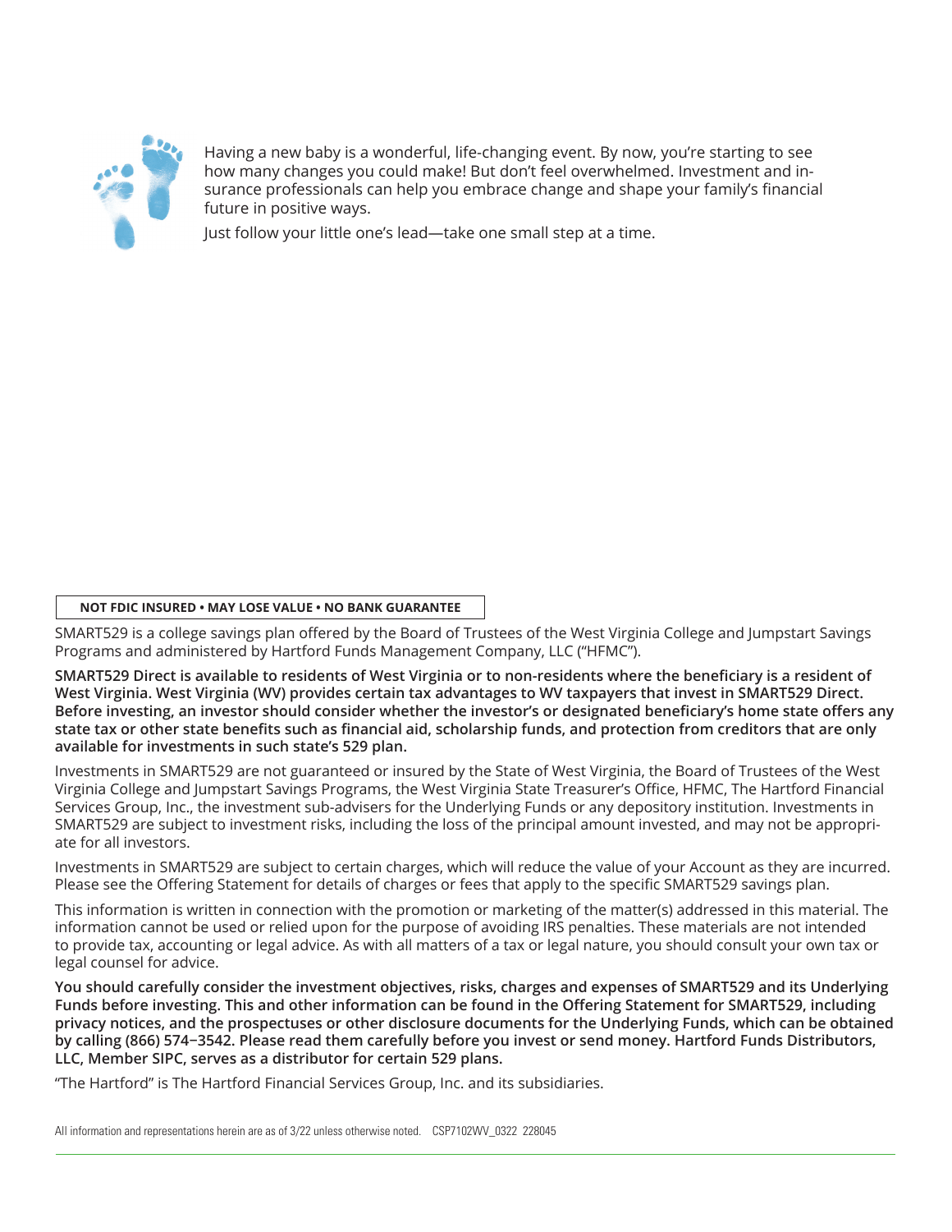Having a new baby is a wonderful, life-changing event. By now, you're starting to see how many changes you could make! But don't feel overwhelmed. Investment and insurance professionals can help you embrace change and shape your family's financial future in positive ways.

Just follow your little one's lead—take one small step at a time.

**NOT FDIC INSURED • MAY LOSE VALUE • NO BANK GUARANTEE**

SMART529 is a college savings plan offered by the Board of Trustees of the West Virginia College and Jumpstart Savings Programs and administered by Hartford Funds Management Company, LLC ("HFMC").

**SMART529 Direct is available to residents of West Virginia or to non-residents where the beneficiary is a resident of West Virginia. West Virginia (WV) provides certain tax advantages to WV taxpayers that invest in SMART529 Direct. Before investing, an investor should consider whether the investor's or designated beneficiary's home state offers any state tax or other state benefits such as financial aid, scholarship funds, and protection from creditors that are only available for investments in such state's 529 plan.**

Investments in SMART529 are not guaranteed or insured by the State of West Virginia, the Board of Trustees of the West Virginia College and Jumpstart Savings Programs, the West Virginia State Treasurer's Office, HFMC, The Hartford Financial Services Group, Inc., the investment sub-advisers for the Underlying Funds or any depository institution. Investments in SMART529 are subject to investment risks, including the loss of the principal amount invested, and may not be appropriate for all investors.

Investments in SMART529 are subject to certain charges, which will reduce the value of your Account as they are incurred. Please see the Offering Statement for details of charges or fees that apply to the specific SMART529 savings plan.

This information is written in connection with the promotion or marketing of the matter(s) addressed in this material. The information cannot be used or relied upon for the purpose of avoiding IRS penalties. These materials are not intended to provide tax, accounting or legal advice. As with all matters of a tax or legal nature, you should consult your own tax or legal counsel for advice.

**You should carefully consider the investment objectives, risks, charges and expenses of SMART529 and its Underlying Funds before investing. This and other information can be found in the Offering Statement for SMART529, including privacy notices, and the prospectuses or other disclosure documents for the Underlying Funds, which can be obtained by calling (866) 574-3542. Please read them carefully before you invest or send money. Hartford Funds Distributors, LLC, Member SIPC, serves as a distributor for certain 529 plans.**

"The Hartford" is The Hartford Financial Services Group, Inc. and its subsidiaries.

All information and representations herein are as of 3/22 unless otherwise noted. CSP7102WV_0322 228045